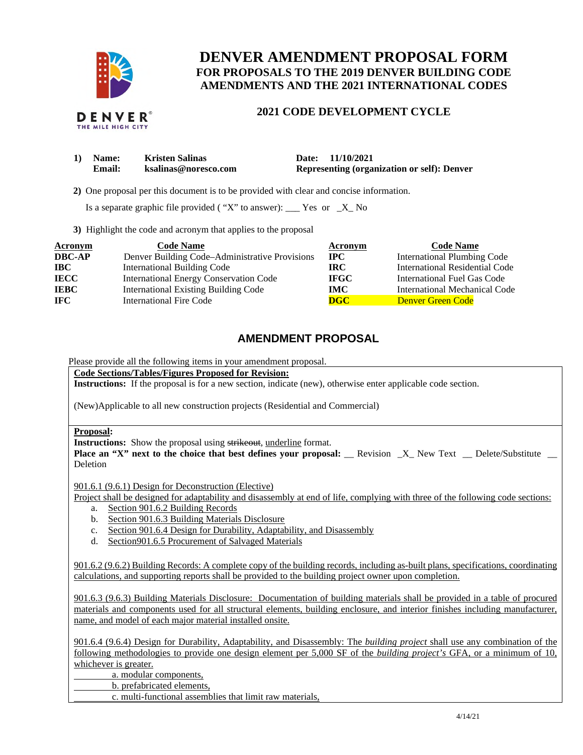# DENVER AMENDMENT PROPOSAL FORM

## FOR PROPOSALS TO THE 2019 DENVER BUILDING CODE AMENDMENTS AND THE 2021 INTERNATIONAL CODES

### 2021 CODE DEVELOPMENT CYCLE

**1) Name:** Kristen Salinas **Date:** 11/10/2021
**Email:** ksalinas@noresco.com **Representing (organization or self):** Denver

**2)** One proposal per this document is to be provided with clear and concise information.

Is a separate graphic file provided ( "X" to answer): ___ Yes or _X_ No

**3)** Highlight the code and acronym that applies to the proposal

| Acronym | Code Name | Acronym | Code Name |
|---|---|---|---|
| **DBC-AP** | Denver Building Code–Administrative Provisions | **IPC** | International Plumbing Code |
| **IBC** | International Building Code | **IRC** | International Residential Code |
| **IECC** | International Energy Conservation Code | **IFGC** | International Fuel Gas Code |
| **IEBC** | International Existing Building Code | **IMC** | International Mechanical Code |
| **IFC** | International Fire Code | **DGC** | Denver Green Code |

## AMENDMENT PROPOSAL

Please provide all the following items in your amendment proposal.

**Code Sections/Tables/Figures Proposed for Revision:**
**Instructions:** If the proposal is for a new section, indicate (new), otherwise enter applicable code section.

(New)Applicable to all new construction projects (Residential and Commercial)

**Proposal:**
**Instructions:** Show the proposal using ~~strikeout~~, underline format.
**Place an "X" next to the choice that best defines your proposal:** __ Revision _X_ New Text __ Delete/Substitute __ Deletion

901.6.1 (9.6.1) Design for Deconstruction (Elective)
Project shall be designed for adaptability and disassembly at end of life, complying with three of the following code sections:

a. Section 901.6.2 Building Records
b. Section 901.6.3 Building Materials Disclosure
c. Section 901.6.4 Design for Durability, Adaptability, and Disassembly
d. Section901.6.5 Procurement of Salvaged Materials

901.6.2 (9.6.2) Building Records: A complete copy of the building records, including as-built plans, specifications, coordinating calculations, and supporting reports shall be provided to the building project owner upon completion.

901.6.3 (9.6.3) Building Materials Disclosure: Documentation of building materials shall be provided in a table of procured materials and components used for all structural elements, building enclosure, and interior finishes including manufacturer, name, and model of each major material installed onsite.

901.6.4 (9.6.4) Design for Durability, Adaptability, and Disassembly: The *building project* shall use any combination of the following methodologies to provide one design element per 5,000 SF of the *building project's* GFA, or a minimum of 10, whichever is greater.

a. modular components,
b. prefabricated elements,
c. multi-functional assemblies that limit raw materials,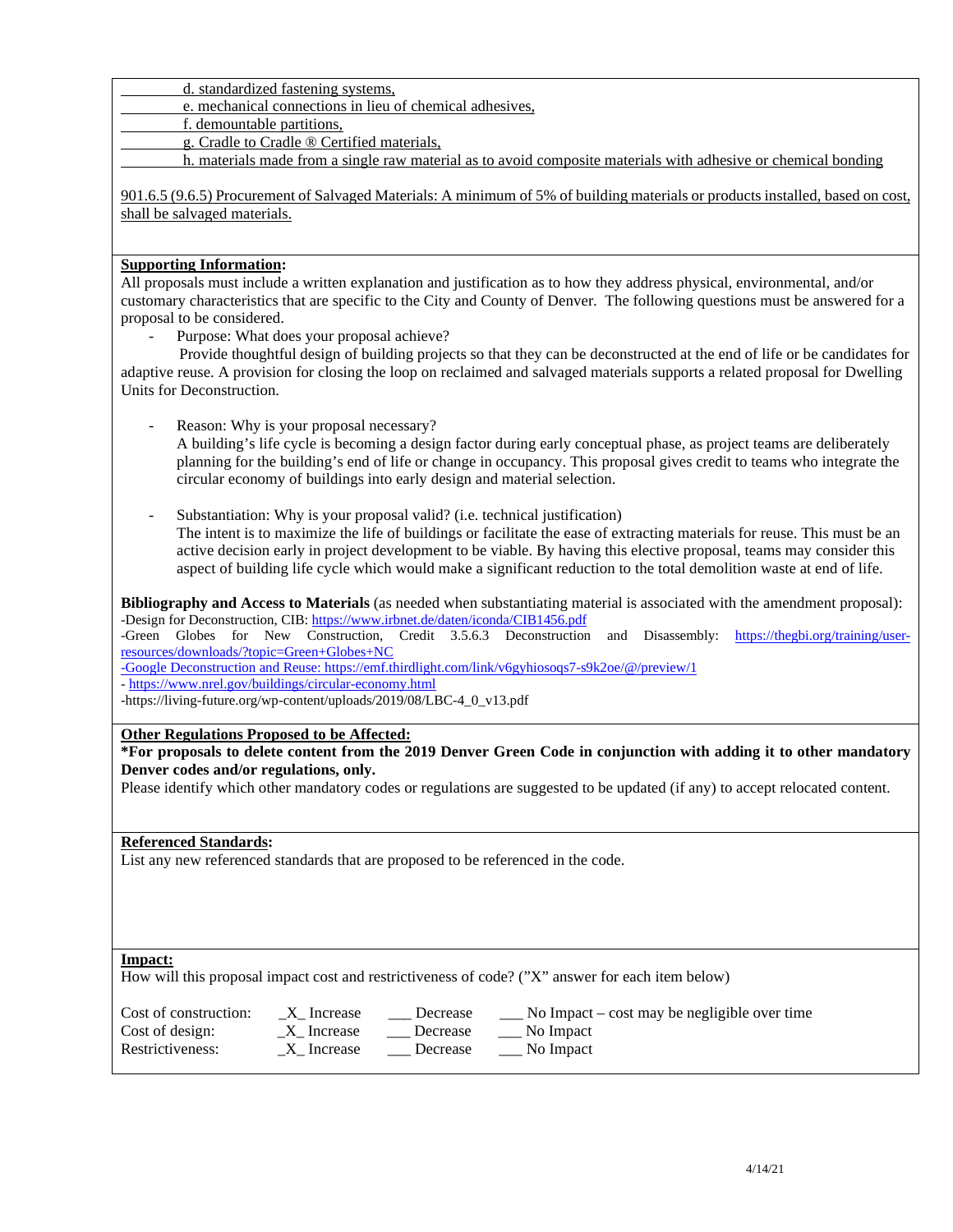d. standardized fastening systems,
e. mechanical connections in lieu of chemical adhesives,
f. demountable partitions,
g. Cradle to Cradle ® Certified materials,
h. materials made from a single raw material as to avoid composite materials with adhesive or chemical bonding

901.6.5 (9.6.5) Procurement of Salvaged Materials: A minimum of 5% of building materials or products installed, based on cost, shall be salvaged materials.

**Supporting Information:**

All proposals must include a written explanation and justification as to how they address physical, environmental, and/or customary characteristics that are specific to the City and County of Denver. The following questions must be answered for a proposal to be considered.

- Purpose: What does your proposal achieve?

Provide thoughtful design of building projects so that they can be deconstructed at the end of life or be candidates for adaptive reuse. A provision for closing the loop on reclaimed and salvaged materials supports a related proposal for Dwelling Units for Deconstruction.

- Reason: Why is your proposal necessary?
  A building's life cycle is becoming a design factor during early conceptual phase, as project teams are deliberately planning for the building's end of life or change in occupancy. This proposal gives credit to teams who integrate the circular economy of buildings into early design and material selection.

- Substantiation: Why is your proposal valid? (i.e. technical justification)
  The intent is to maximize the life of buildings or facilitate the ease of extracting materials for reuse. This must be an active decision early in project development to be viable. By having this elective proposal, teams may consider this aspect of building life cycle which would make a significant reduction to the total demolition waste at end of life.

**Bibliography and Access to Materials** (as needed when substantiating material is associated with the amendment proposal):

-Design for Deconstruction, CIB: https://www.irbnet.de/daten/iconda/CIB1456.pdf
-Green Globes for New Construction, Credit 3.5.6.3 Deconstruction and Disassembly: https://thegbi.org/training/user-resources/downloads/?topic=Green+Globes+NC
-Google Deconstruction and Reuse: https://emf.thirdlight.com/link/v6gyhiosoqs7-s9k2oe/@/preview/1
- https://www.nrel.gov/buildings/circular-economy.html
-https://living-future.org/wp-content/uploads/2019/08/LBC-4_0_v13.pdf

**Other Regulations Proposed to be Affected:**

**\*For proposals to delete content from the 2019 Denver Green Code in conjunction with adding it to other mandatory Denver codes and/or regulations, only.**

Please identify which other mandatory codes or regulations are suggested to be updated (if any) to accept relocated content.

**Referenced Standards:**

List any new referenced standards that are proposed to be referenced in the code.

**Impact:**

How will this proposal impact cost and restrictiveness of code? ("X" answer for each item below)

| | | | |
|---|---|---|---|
| Cost of construction: | _X_ Increase | ___ Decrease | ___ No Impact – cost may be negligible over time |
| Cost of design: | _X_ Increase | ___ Decrease | ___ No Impact |
| Restrictiveness: | _X_ Increase | ___ Decrease | ___ No Impact |